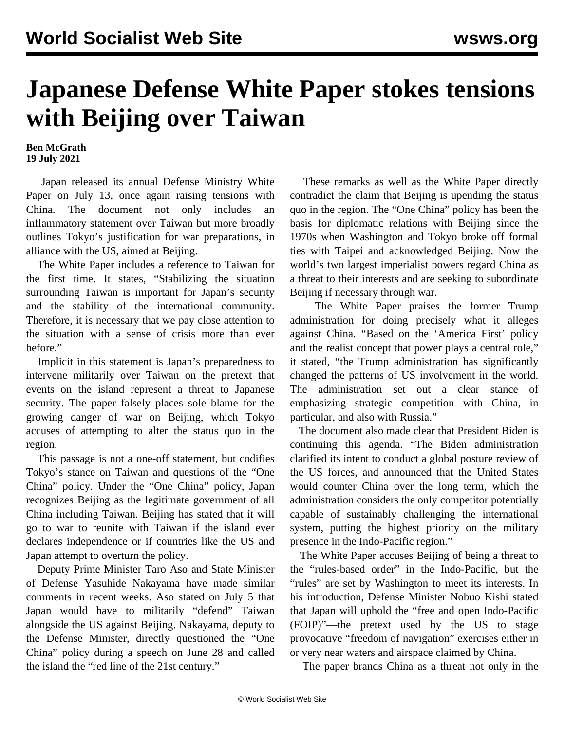# Japanese Defense White Paper stokes tensions with Beijing over Taiwan

**Ben McGrath**
**19 July 2021**

Japan released its annual Defense Ministry White Paper on July 13, once again raising tensions with China. The document not only includes an inflammatory statement over Taiwan but more broadly outlines Tokyo's justification for war preparations, in alliance with the US, aimed at Beijing.

The White Paper includes a reference to Taiwan for the first time. It states, "Stabilizing the situation surrounding Taiwan is important for Japan's security and the stability of the international community. Therefore, it is necessary that we pay close attention to the situation with a sense of crisis more than ever before."

Implicit in this statement is Japan's preparedness to intervene militarily over Taiwan on the pretext that events on the island represent a threat to Japanese security. The paper falsely places sole blame for the growing danger of war on Beijing, which Tokyo accuses of attempting to alter the status quo in the region.

This passage is not a one-off statement, but codifies Tokyo's stance on Taiwan and questions of the "One China" policy. Under the "One China" policy, Japan recognizes Beijing as the legitimate government of all China including Taiwan. Beijing has stated that it will go to war to reunite with Taiwan if the island ever declares independence or if countries like the US and Japan attempt to overturn the policy.

Deputy Prime Minister Taro Aso and State Minister of Defense Yasuhide Nakayama have made similar comments in recent weeks. Aso stated on July 5 that Japan would have to militarily "defend" Taiwan alongside the US against Beijing. Nakayama, deputy to the Defense Minister, directly questioned the "One China" policy during a speech on June 28 and called the island the "red line of the 21st century."

These remarks as well as the White Paper directly contradict the claim that Beijing is upending the status quo in the region. The "One China" policy has been the basis for diplomatic relations with Beijing since the 1970s when Washington and Tokyo broke off formal ties with Taipei and acknowledged Beijing. Now the world's two largest imperialist powers regard China as a threat to their interests and are seeking to subordinate Beijing if necessary through war.

The White Paper praises the former Trump administration for doing precisely what it alleges against China. "Based on the 'America First' policy and the realist concept that power plays a central role," it stated, "the Trump administration has significantly changed the patterns of US involvement in the world. The administration set out a clear stance of emphasizing strategic competition with China, in particular, and also with Russia."

The document also made clear that President Biden is continuing this agenda. "The Biden administration clarified its intent to conduct a global posture review of the US forces, and announced that the United States would counter China over the long term, which the administration considers the only competitor potentially capable of sustainably challenging the international system, putting the highest priority on the military presence in the Indo-Pacific region."

The White Paper accuses Beijing of being a threat to the "rules-based order" in the Indo-Pacific, but the "rules" are set by Washington to meet its interests. In his introduction, Defense Minister Nobuo Kishi stated that Japan will uphold the "free and open Indo-Pacific (FOIP)"—the pretext used by the US to stage provocative "freedom of navigation" exercises either in or very near waters and airspace claimed by China.

The paper brands China as a threat not only in the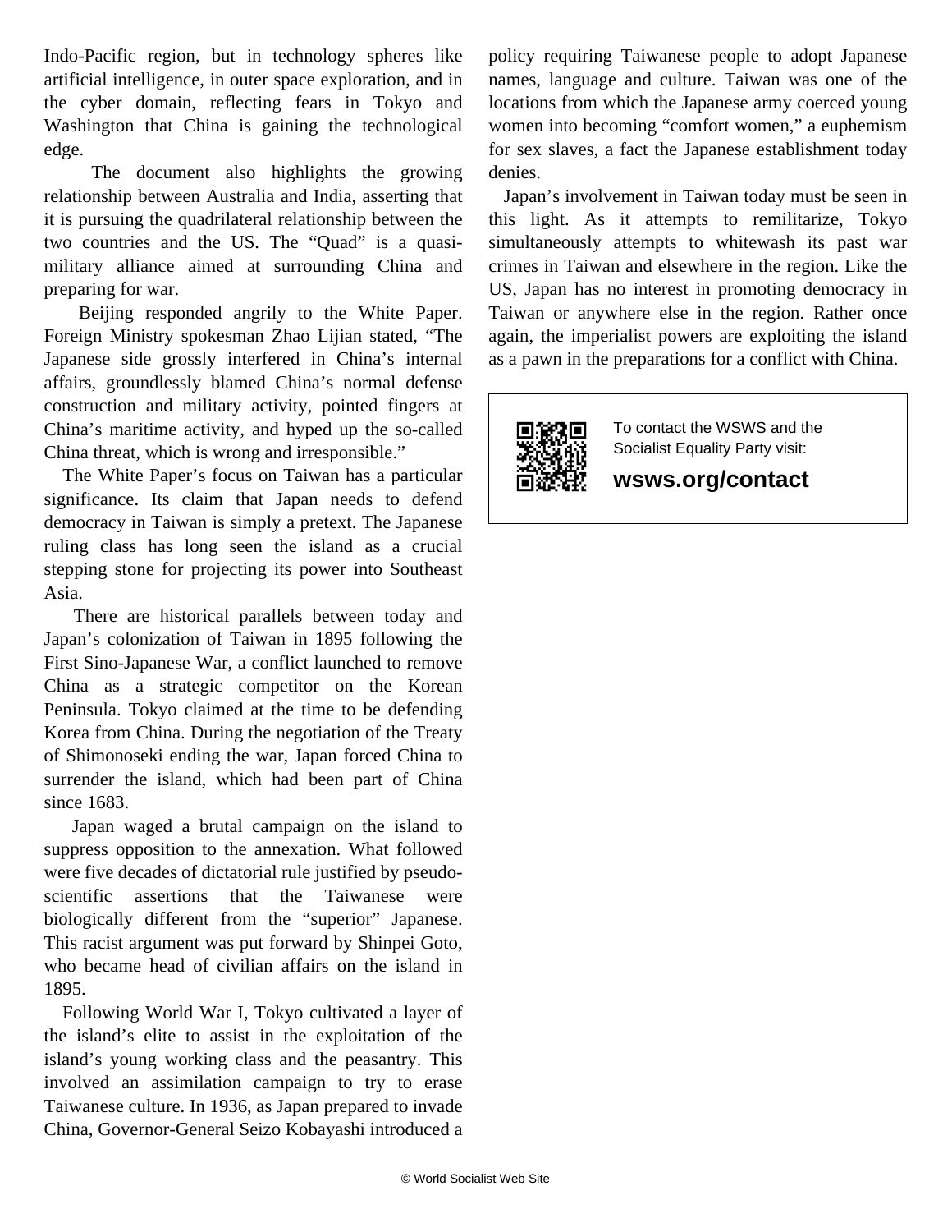Indo-Pacific region, but in technology spheres like artificial intelligence, in outer space exploration, and in the cyber domain, reflecting fears in Tokyo and Washington that China is gaining the technological edge.

The document also highlights the growing relationship between Australia and India, asserting that it is pursuing the quadrilateral relationship between the two countries and the US. The "Quad" is a quasi-military alliance aimed at surrounding China and preparing for war.

Beijing responded angrily to the White Paper. Foreign Ministry spokesman Zhao Lijian stated, "The Japanese side grossly interfered in China's internal affairs, groundlessly blamed China's normal defense construction and military activity, pointed fingers at China's maritime activity, and hyped up the so-called China threat, which is wrong and irresponsible."

The White Paper's focus on Taiwan has a particular significance. Its claim that Japan needs to defend democracy in Taiwan is simply a pretext. The Japanese ruling class has long seen the island as a crucial stepping stone for projecting its power into Southeast Asia.

There are historical parallels between today and Japan's colonization of Taiwan in 1895 following the First Sino-Japanese War, a conflict launched to remove China as a strategic competitor on the Korean Peninsula. Tokyo claimed at the time to be defending Korea from China. During the negotiation of the Treaty of Shimonoseki ending the war, Japan forced China to surrender the island, which had been part of China since 1683.

Japan waged a brutal campaign on the island to suppress opposition to the annexation. What followed were five decades of dictatorial rule justified by pseudo-scientific assertions that the Taiwanese were biologically different from the "superior" Japanese. This racist argument was put forward by Shinpei Goto, who became head of civilian affairs on the island in 1895.

Following World War I, Tokyo cultivated a layer of the island's elite to assist in the exploitation of the island's young working class and the peasantry. This involved an assimilation campaign to try to erase Taiwanese culture. In 1936, as Japan prepared to invade China, Governor-General Seizo Kobayashi introduced a policy requiring Taiwanese people to adopt Japanese names, language and culture. Taiwan was one of the locations from which the Japanese army coerced young women into becoming "comfort women," a euphemism for sex slaves, a fact the Japanese establishment today denies.

Japan's involvement in Taiwan today must be seen in this light. As it attempts to remilitarize, Tokyo simultaneously attempts to whitewash its past war crimes in Taiwan and elsewhere in the region. Like the US, Japan has no interest in promoting democracy in Taiwan or anywhere else in the region. Rather once again, the imperialist powers are exploiting the island as a pawn in the preparations for a conflict with China.

To contact the WSWS and the Socialist Equality Party visit:

**wsws.org/contact**